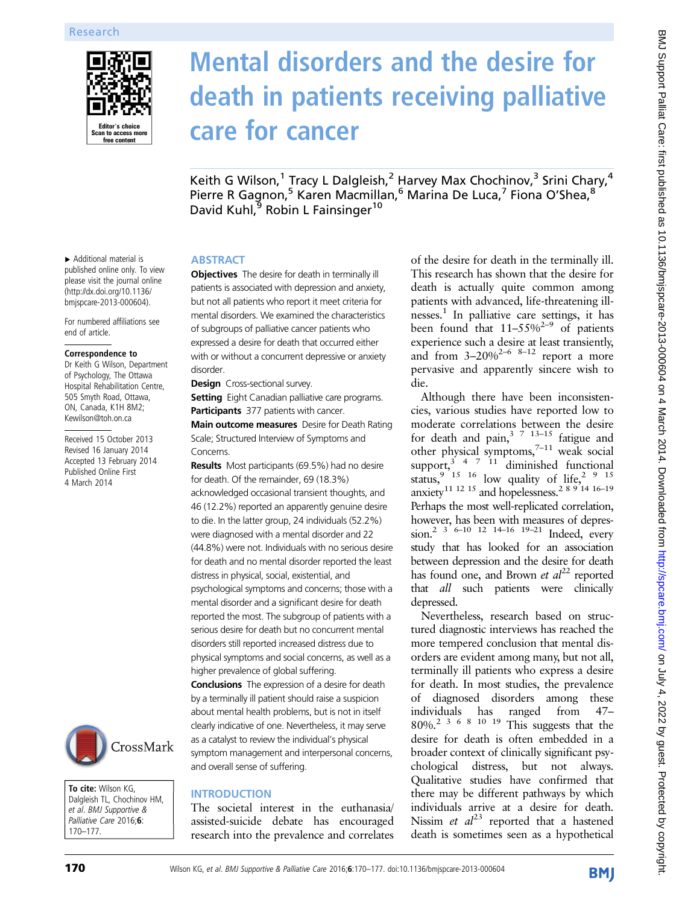# Mental disorders and the desire for death in patients receiving palliative care for cancer

Keith G Wilson,[1] Tracy L Dalgleish,[2] Harvey Max Chochinov,[3] Srini Chary,[4] Pierre R Gagnon,[5] Karen Macmillan,[6] Marina De Luca,[7] Fiona O'Shea,[8] David Kuhl,[9] Robin L Fainsinger[10]

▸ Additional material is published online only. To view please visit the journal online (http://dx.doi.org/10.1136/bmjspcare-2013-000604).

For numbered affiliations see end of article.

**Correspondence to**
Dr Keith G Wilson, Department of Psychology, The Ottawa Hospital Rehabilitation Centre, 505 Smyth Road, Ottawa, ON, Canada, K1H 8M2; Kewilson@toh.on.ca

Received 15 October 2013
Revised 16 January 2014
Accepted 13 February 2014
Published Online First
4 March 2014

**To cite:** Wilson KG, Dalgleish TL, Chochinov HM, et al. BMJ Supportive & Palliative Care 2016;6:170–177.

## ABSTRACT

**Objectives** The desire for death in terminally ill patients is associated with depression and anxiety, but not all patients who report it meet criteria for mental disorders. We examined the characteristics of subgroups of palliative cancer patients who expressed a desire for death that occurred either with or without a concurrent depressive or anxiety disorder.

**Design** Cross-sectional survey.

**Setting** Eight Canadian palliative care programs.

**Participants** 377 patients with cancer.

**Main outcome measures** Desire for Death Rating Scale; Structured Interview of Symptoms and Concerns.

**Results** Most participants (69.5%) had no desire for death. Of the remainder, 69 (18.3%) acknowledged occasional transient thoughts, and 46 (12.2%) reported an apparently genuine desire to die. In the latter group, 24 individuals (52.2%) were diagnosed with a mental disorder and 22 (44.8%) were not. Individuals with no serious desire for death and no mental disorder reported the least distress in physical, social, existential, and psychological symptoms and concerns; those with a mental disorder and a significant desire for death reported the most. The subgroup of patients with a serious desire for death but no concurrent mental disorders still reported increased distress due to physical symptoms and social concerns, as well as a higher prevalence of global suffering.

**Conclusions** The expression of a desire for death by a terminally ill patient should raise a suspicion about mental health problems, but is not in itself clearly indicative of one. Nevertheless, it may serve as a catalyst to review the individual's physical symptom management and interpersonal concerns, and overall sense of suffering.

## INTRODUCTION

The societal interest in the euthanasia/assisted-suicide debate has encouraged research into the prevalence and correlates of the desire for death in the terminally ill. This research has shown that the desire for death is actually quite common among patients with advanced, life-threatening illnesses.[1] In palliative care settings, it has been found that 11–55%[2–9] of patients experience such a desire at least transiently, and from 3–20%[2–6 8–12] report a more pervasive and apparently sincere wish to die.

Although there have been inconsistencies, various studies have reported low to moderate correlations between the desire for death and pain,[3 7 13–15] fatigue and other physical symptoms,[7–11] weak social support,[3 4 7 11] diminished functional status,[9 15 16] low quality of life,[2 9 15] anxiety[11 12 15] and hopelessness.[2 8 9 14 16–19] Perhaps the most well-replicated correlation, however, has been with measures of depression.[2 3 6–10 12 14–16 19–21] Indeed, every study that has looked for an association between depression and the desire for death has found one, and Brown *et al*[22] reported that *all* such patients were clinically depressed.

Nevertheless, research based on structured diagnostic interviews has reached the more tempered conclusion that mental disorders are evident among many, but not all, terminally ill patients who express a desire for death. In most studies, the prevalence of diagnosed disorders among these individuals has ranged from 47–80%.[2 3 6 8 10 19] This suggests that the desire for death is often embedded in a broader context of clinically significant psychological distress, but not always. Qualitative studies have confirmed that there may be different pathways by which individuals arrive at a desire for death. Nissim *et al*[23] reported that a hastened death is sometimes seen as a hypothetical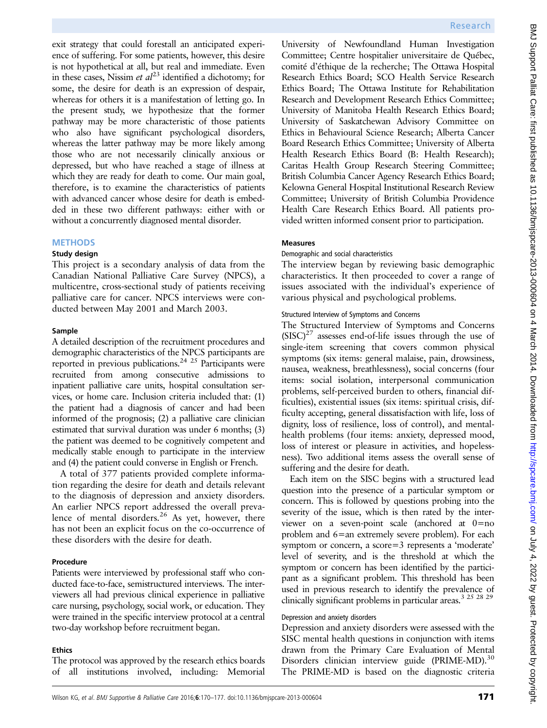exit strategy that could forestall an anticipated experience of suffering. For some patients, however, this desire is not hypothetical at all, but real and immediate. Even in these cases, Nissim *et al*[23] identified a dichotomy; for some, the desire for death is an expression of despair, whereas for others it is a manifestation of letting go. In the present study, we hypothesize that the former pathway may be more characteristic of those patients who also have significant psychological disorders, whereas the latter pathway may be more likely among those who are not necessarily clinically anxious or depressed, but who have reached a stage of illness at which they are ready for death to come. Our main goal, therefore, is to examine the characteristics of patients with advanced cancer whose desire for death is embedded in these two different pathways: either with or without a concurrently diagnosed mental disorder.

## METHODS

### Study design

This project is a secondary analysis of data from the Canadian National Palliative Care Survey (NPCS), a multicentre, cross-sectional study of patients receiving palliative care for cancer. NPCS interviews were conducted between May 2001 and March 2003.

### Sample

A detailed description of the recruitment procedures and demographic characteristics of the NPCS participants are reported in previous publications.[24 25] Participants were recruited from among consecutive admissions to inpatient palliative care units, hospital consultation services, or home care. Inclusion criteria included that: (1) the patient had a diagnosis of cancer and had been informed of the prognosis; (2) a palliative care clinician estimated that survival duration was under 6 months; (3) the patient was deemed to be cognitively competent and medically stable enough to participate in the interview and (4) the patient could converse in English or French.

A total of 377 patients provided complete information regarding the desire for death and details relevant to the diagnosis of depression and anxiety disorders. An earlier NPCS report addressed the overall prevalence of mental disorders.[26] As yet, however, there has not been an explicit focus on the co-occurrence of these disorders with the desire for death.

### Procedure

Patients were interviewed by professional staff who conducted face-to-face, semistructured interviews. The interviewers all had previous clinical experience in palliative care nursing, psychology, social work, or education. They were trained in the specific interview protocol at a central two-day workshop before recruitment began.

### Ethics

The protocol was approved by the research ethics boards of all institutions involved, including: Memorial University of Newfoundland Human Investigation Committee; Centre hospitalier universitaire de Québec, comité d'éthique de la recherche; The Ottawa Hospital Research Ethics Board; SCO Health Service Research Ethics Board; The Ottawa Institute for Rehabilitation Research and Development Research Ethics Committee; University of Manitoba Health Research Ethics Board; University of Saskatchewan Advisory Committee on Ethics in Behavioural Science Research; Alberta Cancer Board Research Ethics Committee; University of Alberta Health Research Ethics Board (B: Health Research); Caritas Health Group Research Steering Committee; British Columbia Cancer Agency Research Ethics Board; Kelowna General Hospital Institutional Research Review Committee; University of British Columbia Providence Health Care Research Ethics Board. All patients provided written informed consent prior to participation.

### Measures

#### Demographic and social characteristics

The interview began by reviewing basic demographic characteristics. It then proceeded to cover a range of issues associated with the individual's experience of various physical and psychological problems.

#### Structured Interview of Symptoms and Concerns

The Structured Interview of Symptoms and Concerns (SISC)[27] assesses end-of-life issues through the use of single-item screening that covers common physical symptoms (six items: general malaise, pain, drowsiness, nausea, weakness, breathlessness), social concerns (four items: social isolation, interpersonal communication problems, self-perceived burden to others, financial difficulties), existential issues (six items: spiritual crisis, difficulty accepting, general dissatisfaction with life, loss of dignity, loss of resilience, loss of control), and mental-health problems (four items: anxiety, depressed mood, loss of interest or pleasure in activities, and hopelessness). Two additional items assess the overall sense of suffering and the desire for death.

Each item on the SISC begins with a structured lead question into the presence of a particular symptom or concern. This is followed by questions probing into the severity of the issue, which is then rated by the interviewer on a seven-point scale (anchored at 0=no problem and 6=an extremely severe problem). For each symptom or concern, a score=3 represents a 'moderate' level of severity, and is the threshold at which the symptom or concern has been identified by the participant as a significant problem. This threshold has been used in previous research to identify the prevalence of clinically significant problems in particular areas.[3 25 28 29]

#### Depression and anxiety disorders

Depression and anxiety disorders were assessed with the SISC mental health questions in conjunction with items drawn from the Primary Care Evaluation of Mental Disorders clinician interview guide (PRIME-MD).[30] The PRIME-MD is based on the diagnostic criteria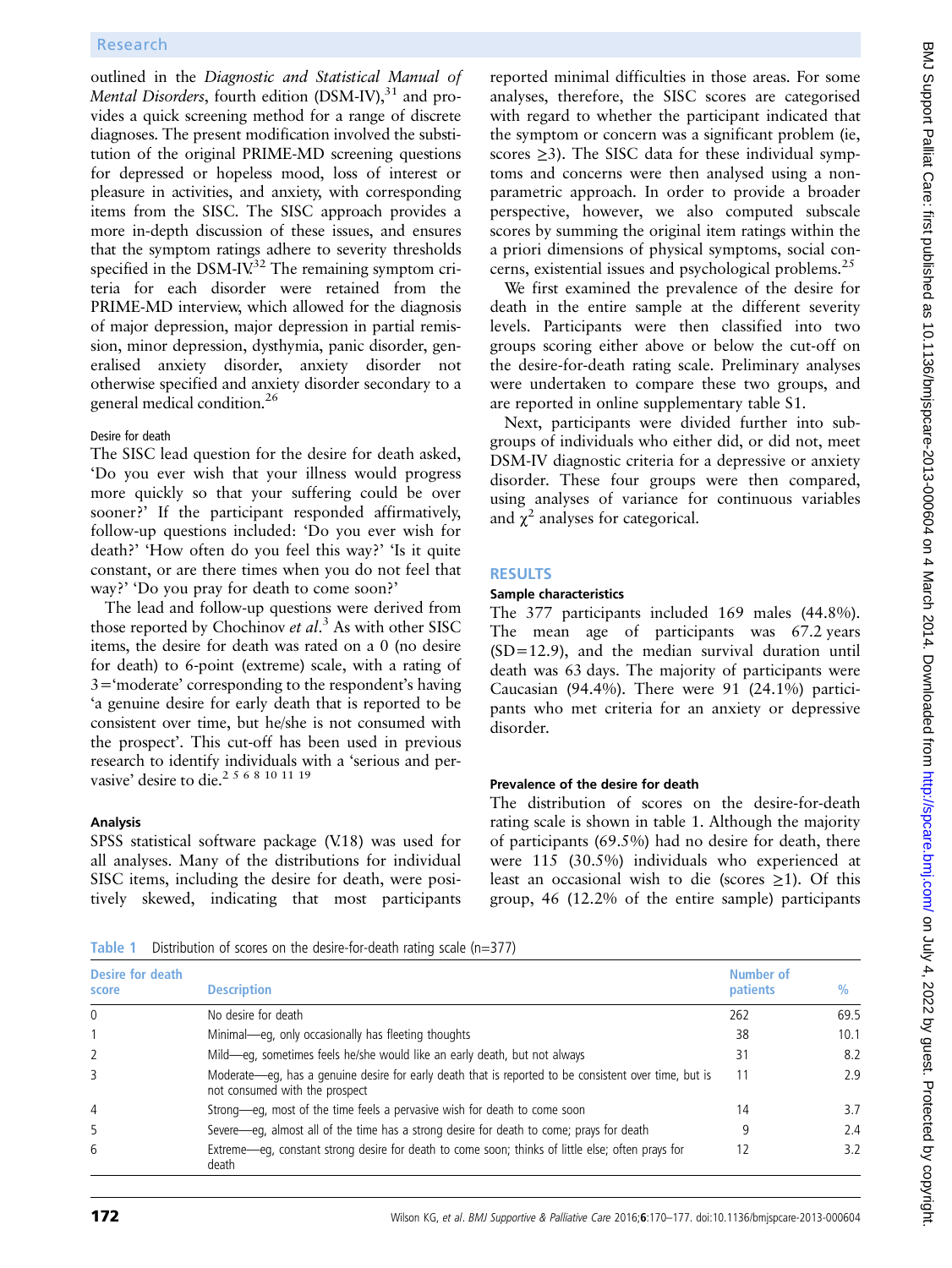outlined in the *Diagnostic and Statistical Manual of Mental Disorders*, fourth edition (DSM-IV),[31] and provides a quick screening method for a range of discrete diagnoses. The present modification involved the substitution of the original PRIME-MD screening questions for depressed or hopeless mood, loss of interest or pleasure in activities, and anxiety, with corresponding items from the SISC. The SISC approach provides a more in-depth discussion of these issues, and ensures that the symptom ratings adhere to severity thresholds specified in the DSM-IV.[32] The remaining symptom criteria for each disorder were retained from the PRIME-MD interview, which allowed for the diagnosis of major depression, major depression in partial remission, minor depression, dysthymia, panic disorder, generalised anxiety disorder, anxiety disorder not otherwise specified and anxiety disorder secondary to a general medical condition.[26]

#### Desire for death

The SISC lead question for the desire for death asked, 'Do you ever wish that your illness would progress more quickly so that your suffering could be over sooner?' If the participant responded affirmatively, follow-up questions included: 'Do you ever wish for death?' 'How often do you feel this way?' 'Is it quite constant, or are there times when you do not feel that way?' 'Do you pray for death to come soon?'

The lead and follow-up questions were derived from those reported by Chochinov *et al*.[3] As with other SISC items, the desire for death was rated on a 0 (no desire for death) to 6-point (extreme) scale, with a rating of 3='moderate' corresponding to the respondent's having 'a genuine desire for early death that is reported to be consistent over time, but he/she is not consumed with the prospect'. This cut-off has been used in previous research to identify individuals with a 'serious and pervasive' desire to die.[2 5 6 8 10 11 19]

### Analysis

SPSS statistical software package (V.18) was used for all analyses. Many of the distributions for individual SISC items, including the desire for death, were positively skewed, indicating that most participants reported minimal difficulties in those areas. For some analyses, therefore, the SISC scores are categorised with regard to whether the participant indicated that the symptom or concern was a significant problem (ie, scores ≥3). The SISC data for these individual symptoms and concerns were then analysed using a non-parametric approach. In order to provide a broader perspective, however, we also computed subscale scores by summing the original item ratings within the a priori dimensions of physical symptoms, social concerns, existential issues and psychological problems.[25]

We first examined the prevalence of the desire for death in the entire sample at the different severity levels. Participants were then classified into two groups scoring either above or below the cut-off on the desire-for-death rating scale. Preliminary analyses were undertaken to compare these two groups, and are reported in online supplementary table S1.

Next, participants were divided further into subgroups of individuals who either did, or did not, meet DSM-IV diagnostic criteria for a depressive or anxiety disorder. These four groups were then compared, using analyses of variance for continuous variables and $\chi^2$ analyses for categorical.

## RESULTS

### Sample characteristics

The 377 participants included 169 males (44.8%). The mean age of participants was 67.2 years (SD=12.9), and the median survival duration until death was 63 days. The majority of participants were Caucasian (94.4%). There were 91 (24.1%) participants who met criteria for an anxiety or depressive disorder.

### Prevalence of the desire for death

The distribution of scores on the desire-for-death rating scale is shown in table 1. Although the majority of participants (69.5%) had no desire for death, there were 115 (30.5%) individuals who experienced at least an occasional wish to die (scores ≥1). Of this group, 46 (12.2% of the entire sample) participants

**Table 1** Distribution of scores on the desire-for-death rating scale (n=377)

| Desire for death score | Description | Number of patients | % |
|---|---|---|---|
| 0 | No desire for death | 262 | 69.5 |
| 1 | Minimal—eg, only occasionally has fleeting thoughts | 38 | 10.1 |
| 2 | Mild—eg, sometimes feels he/she would like an early death, but not always | 31 | 8.2 |
| 3 | Moderate—eg, has a genuine desire for early death that is reported to be consistent over time, but is not consumed with the prospect | 11 | 2.9 |
| 4 | Strong—eg, most of the time feels a pervasive wish for death to come soon | 14 | 3.7 |
| 5 | Severe—eg, almost all of the time has a strong desire for death to come; prays for death | 9 | 2.4 |
| 6 | Extreme—eg, constant strong desire for death to come soon; thinks of little else; often prays for death | 12 | 3.2 |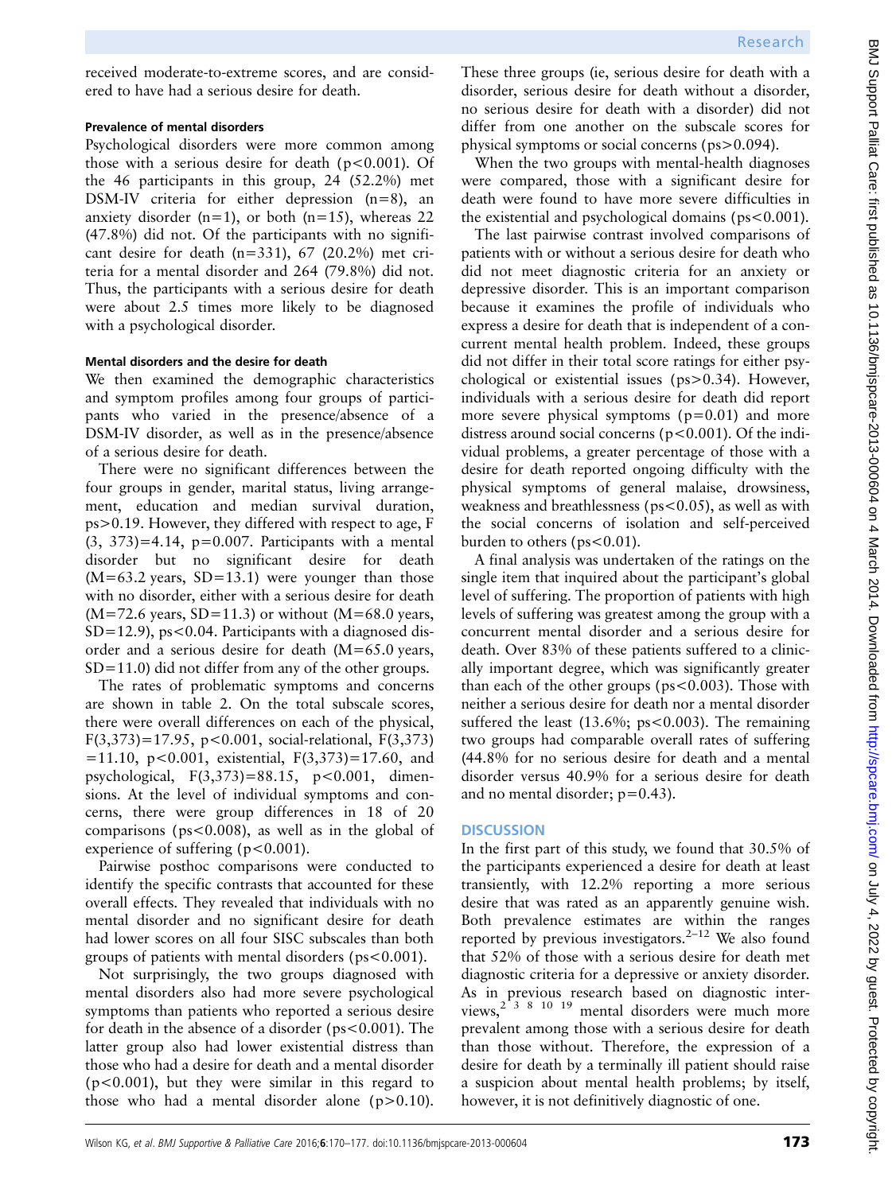received moderate-to-extreme scores, and are considered to have had a serious desire for death.

#### Prevalence of mental disorders

Psychological disorders were more common among those with a serious desire for death ($p<0.001$). Of the 46 participants in this group, 24 (52.2%) met DSM-IV criteria for either depression (n=8), an anxiety disorder (n=1), or both (n=15), whereas 22 (47.8%) did not. Of the participants with no significant desire for death (n=331), 67 (20.2%) met criteria for a mental disorder and 264 (79.8%) did not. Thus, the participants with a serious desire for death were about 2.5 times more likely to be diagnosed with a psychological disorder.

#### Mental disorders and the desire for death

We then examined the demographic characteristics and symptom profiles among four groups of participants who varied in the presence/absence of a DSM-IV disorder, as well as in the presence/absence of a serious desire for death.

There were no significant differences between the four groups in gender, marital status, living arrangement, education and median survival duration, $ps>0.19$. However, they differed with respect to age, $F(3, 373)=4.14$, $p=0.007$. Participants with a mental disorder but no significant desire for death (M=63.2 years, SD=13.1) were younger than those with no disorder, either with a serious desire for death (M=72.6 years, SD=11.3) or without (M=68.0 years, SD=12.9), $ps<0.04$. Participants with a diagnosed disorder and a serious desire for death (M=65.0 years, SD=11.0) did not differ from any of the other groups.

The rates of problematic symptoms and concerns are shown in table 2. On the total subscale scores, there were overall differences on each of the physical, $F(3,373)=17.95$, $p<0.001$, social-relational, $F(3,373)=11.10$, $p<0.001$, existential, $F(3,373)=17.60$, and psychological, $F(3,373)=88.15$, $p<0.001$, dimensions. At the level of individual symptoms and concerns, there were group differences in 18 of 20 comparisons ($ps<0.008$), as well as in the global of experience of suffering ($p<0.001$).

Pairwise posthoc comparisons were conducted to identify the specific contrasts that accounted for these overall effects. They revealed that individuals with no mental disorder and no significant desire for death had lower scores on all four SISC subscales than both groups of patients with mental disorders ($ps<0.001$).

Not surprisingly, the two groups diagnosed with mental disorders also had more severe psychological symptoms than patients who reported a serious desire for death in the absence of a disorder ($ps<0.001$). The latter group also had lower existential distress than those who had a desire for death and a mental disorder ($p<0.001$), but they were similar in this regard to those who had a mental disorder alone ($p>0.10$). These three groups (ie, serious desire for death with a disorder, serious desire for death without a disorder, no serious desire for death with a disorder) did not differ from one another on the subscale scores for physical symptoms or social concerns ($ps>0.094$).

When the two groups with mental-health diagnoses were compared, those with a significant desire for death were found to have more severe difficulties in the existential and psychological domains ($ps<0.001$).

The last pairwise contrast involved comparisons of patients with or without a serious desire for death who did not meet diagnostic criteria for an anxiety or depressive disorder. This is an important comparison because it examines the profile of individuals who express a desire for death that is independent of a concurrent mental health problem. Indeed, these groups did not differ in their total score ratings for either psychological or existential issues ($ps>0.34$). However, individuals with a serious desire for death did report more severe physical symptoms ($p=0.01$) and more distress around social concerns ($p<0.001$). Of the individual problems, a greater percentage of those with a desire for death reported ongoing difficulty with the physical symptoms of general malaise, drowsiness, weakness and breathlessness ($ps<0.05$), as well as with the social concerns of isolation and self-perceived burden to others ($ps<0.01$).

A final analysis was undertaken of the ratings on the single item that inquired about the participant's global level of suffering. The proportion of patients with high levels of suffering was greatest among the group with a concurrent mental disorder and a serious desire for death. Over 83% of these patients suffered to a clinically important degree, which was significantly greater than each of the other groups ($ps<0.003$). Those with neither a serious desire for death nor a mental disorder suffered the least (13.6%; $ps<0.003$). The remaining two groups had comparable overall rates of suffering (44.8% for no serious desire for death and a mental disorder versus 40.9% for a serious desire for death and no mental disorder; $p=0.43$).

## DISCUSSION

In the first part of this study, we found that 30.5% of the participants experienced a desire for death at least transiently, with 12.2% reporting a more serious desire that was rated as an apparently genuine wish. Both prevalence estimates are within the ranges reported by previous investigators.[2–12] We also found that 52% of those with a serious desire for death met diagnostic criteria for a depressive or anxiety disorder. As in previous research based on diagnostic interviews,[2 3 8 10 19] mental disorders were much more prevalent among those with a serious desire for death than those without. Therefore, the expression of a desire for death by a terminally ill patient should raise a suspicion about mental health problems; by itself, however, it is not definitively diagnostic of one.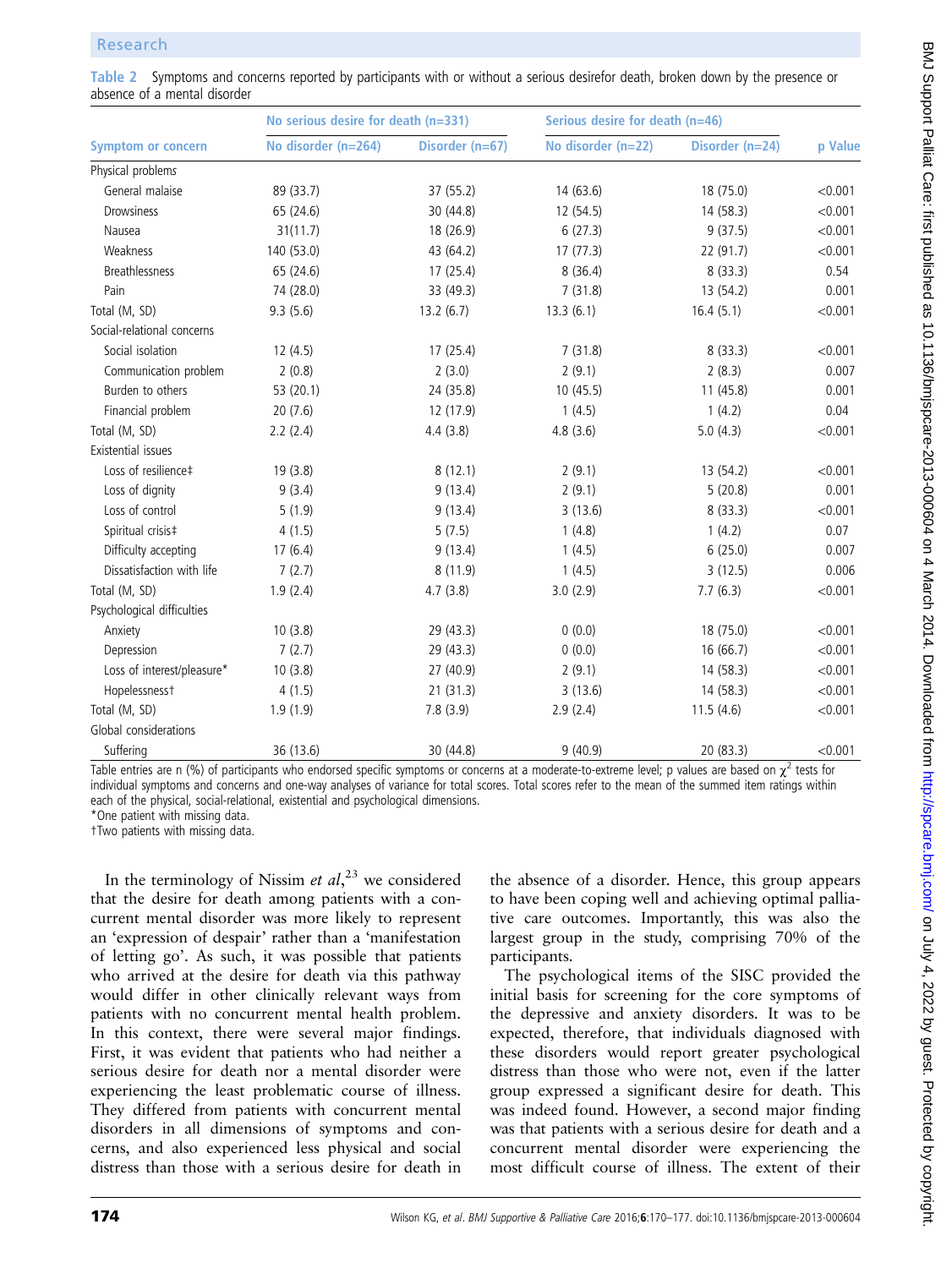Table 2 Symptoms and concerns reported by participants with or without a serious desirefor death, broken down by the presence or absence of a mental disorder

| Symptom or concern | No serious desire for death (n=331) | | Serious desire for death (n=46) | | p Value |
|---|---|---|---|---|---|
| | No disorder (n=264) | Disorder (n=67) | No disorder (n=22) | Disorder (n=24) | |
| Physical problems | | | | | |
| General malaise | 89 (33.7) | 37 (55.2) | 14 (63.6) | 18 (75.0) | <0.001 |
| Drowsiness | 65 (24.6) | 30 (44.8) | 12 (54.5) | 14 (58.3) | <0.001 |
| Nausea | 31(11.7) | 18 (26.9) | 6 (27.3) | 9 (37.5) | <0.001 |
| Weakness | 140 (53.0) | 43 (64.2) | 17 (77.3) | 22 (91.7) | <0.001 |
| Breathlessness | 65 (24.6) | 17 (25.4) | 8 (36.4) | 8 (33.3) | 0.54 |
| Pain | 74 (28.0) | 33 (49.3) | 7 (31.8) | 13 (54.2) | 0.001 |
| Total (M, SD) | 9.3 (5.6) | 13.2 (6.7) | 13.3 (6.1) | 16.4 (5.1) | <0.001 |
| Social-relational concerns | | | | | |
| Social isolation | 12 (4.5) | 17 (25.4) | 7 (31.8) | 8 (33.3) | <0.001 |
| Communication problem | 2 (0.8) | 2 (3.0) | 2 (9.1) | 2 (8.3) | 0.007 |
| Burden to others | 53 (20.1) | 24 (35.8) | 10 (45.5) | 11 (45.8) | 0.001 |
| Financial problem | 20 (7.6) | 12 (17.9) | 1 (4.5) | 1 (4.2) | 0.04 |
| Total (M, SD) | 2.2 (2.4) | 4.4 (3.8) | 4.8 (3.6) | 5.0 (4.3) | <0.001 |
| Existential issues | | | | | |
| Loss of resilience‡ | 19 (3.8) | 8 (12.1) | 2 (9.1) | 13 (54.2) | <0.001 |
| Loss of dignity | 9 (3.4) | 9 (13.4) | 2 (9.1) | 5 (20.8) | 0.001 |
| Loss of control | 5 (1.9) | 9 (13.4) | 3 (13.6) | 8 (33.3) | <0.001 |
| Spiritual crisis‡ | 4 (1.5) | 5 (7.5) | 1 (4.8) | 1 (4.2) | 0.07 |
| Difficulty accepting | 17 (6.4) | 9 (13.4) | 1 (4.5) | 6 (25.0) | 0.007 |
| Dissatisfaction with life | 7 (2.7) | 8 (11.9) | 1 (4.5) | 3 (12.5) | 0.006 |
| Total (M, SD) | 1.9 (2.4) | 4.7 (3.8) | 3.0 (2.9) | 7.7 (6.3) | <0.001 |
| Psychological difficulties | | | | | |
| Anxiety | 10 (3.8) | 29 (43.3) | 0 (0.0) | 18 (75.0) | <0.001 |
| Depression | 7 (2.7) | 29 (43.3) | 0 (0.0) | 16 (66.7) | <0.001 |
| Loss of interest/pleasure* | 10 (3.8) | 27 (40.9) | 2 (9.1) | 14 (58.3) | <0.001 |
| Hopelessness† | 4 (1.5) | 21 (31.3) | 3 (13.6) | 14 (58.3) | <0.001 |
| Total (M, SD) | 1.9 (1.9) | 7.8 (3.9) | 2.9 (2.4) | 11.5 (4.6) | <0.001 |
| Global considerations | | | | | |
| Suffering | 36 (13.6) | 30 (44.8) | 9 (40.9) | 20 (83.3) | <0.001 |

Table entries are n (%) of participants who endorsed specific symptoms or concerns at a moderate-to-extreme level; p values are based on $\chi^2$ tests for individual symptoms and concerns and one-way analyses of variance for total scores. Total scores refer to the mean of the summed item ratings within each of the physical, social-relational, existential and psychological dimensions.
*One patient with missing data.
†Two patients with missing data.

In the terminology of Nissim *et al*,[23] we considered that the desire for death among patients with a concurrent mental disorder was more likely to represent an 'expression of despair' rather than a 'manifestation of letting go'. As such, it was possible that patients who arrived at the desire for death via this pathway would differ in other clinically relevant ways from patients with no concurrent mental health problem. In this context, there were several major findings. First, it was evident that patients who had neither a serious desire for death nor a mental disorder were experiencing the least problematic course of illness. They differed from patients with concurrent mental disorders in all dimensions of symptoms and concerns, and also experienced less physical and social distress than those with a serious desire for death in the absence of a disorder. Hence, this group appears to have been coping well and achieving optimal palliative care outcomes. Importantly, this was also the largest group in the study, comprising 70% of the participants.

The psychological items of the SISC provided the initial basis for screening for the core symptoms of the depressive and anxiety disorders. It was to be expected, therefore, that individuals diagnosed with these disorders would report greater psychological distress than those who were not, even if the latter group expressed a significant desire for death. This was indeed found. However, a second major finding was that patients with a serious desire for death and a concurrent mental disorder were experiencing the most difficult course of illness. The extent of their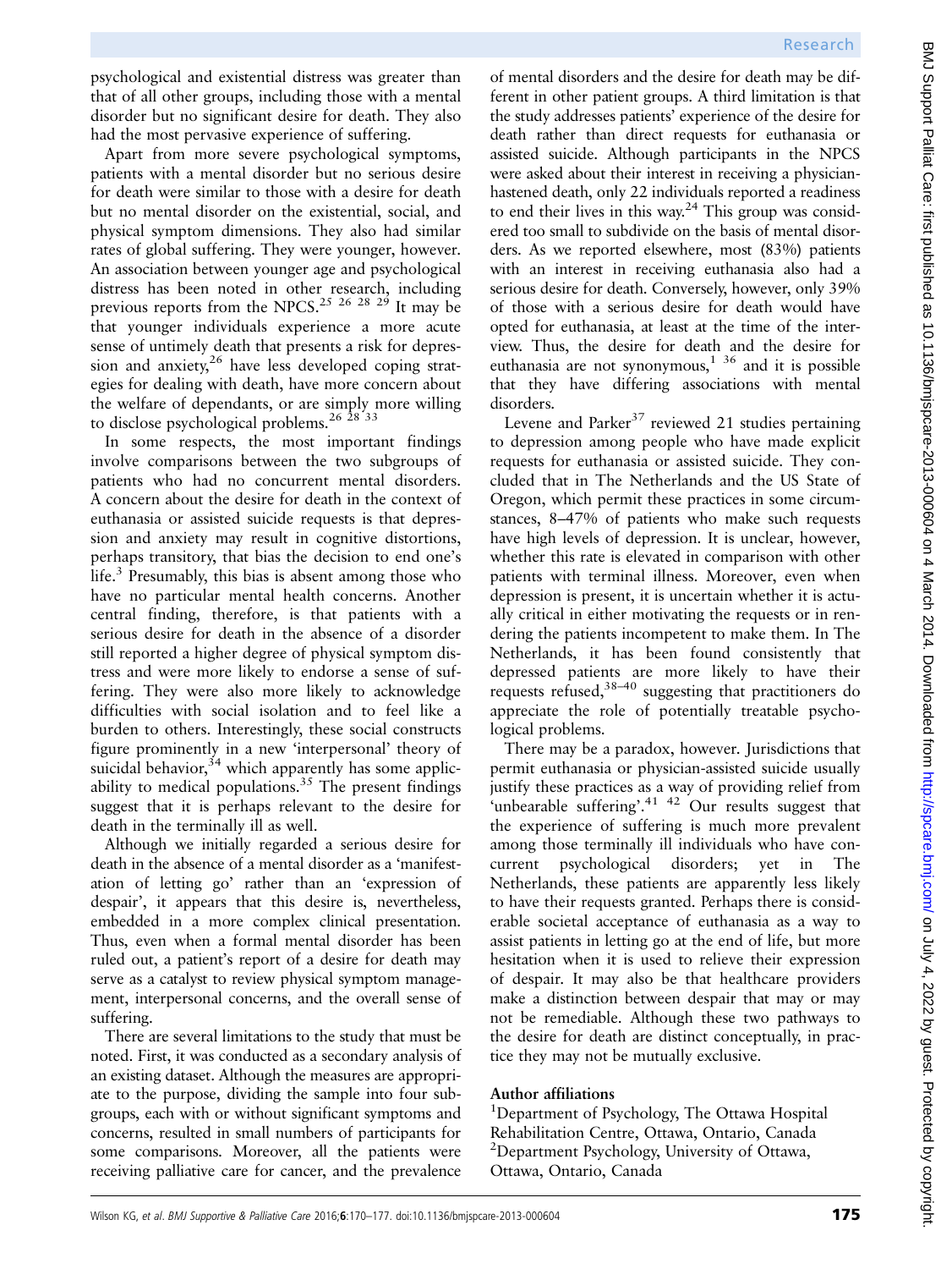psychological and existential distress was greater than that of all other groups, including those with a mental disorder but no significant desire for death. They also had the most pervasive experience of suffering.

Apart from more severe psychological symptoms, patients with a mental disorder but no serious desire for death were similar to those with a desire for death but no mental disorder on the existential, social, and physical symptom dimensions. They also had similar rates of global suffering. They were younger, however. An association between younger age and psychological distress has been noted in other research, including previous reports from the NPCS.[25 26 28 29] It may be that younger individuals experience a more acute sense of untimely death that presents a risk for depression and anxiety,[26] have less developed coping strategies for dealing with death, have more concern about the welfare of dependants, or are simply more willing to disclose psychological problems.[26 28 33]

In some respects, the most important findings involve comparisons between the two subgroups of patients who had no concurrent mental disorders. A concern about the desire for death in the context of euthanasia or assisted suicide requests is that depression and anxiety may result in cognitive distortions, perhaps transitory, that bias the decision to end one's life.[3] Presumably, this bias is absent among those who have no particular mental health concerns. Another central finding, therefore, is that patients with a serious desire for death in the absence of a disorder still reported a higher degree of physical symptom distress and were more likely to endorse a sense of suffering. They were also more likely to acknowledge difficulties with social isolation and to feel like a burden to others. Interestingly, these social constructs figure prominently in a new 'interpersonal' theory of suicidal behavior,[34] which apparently has some applicability to medical populations.[35] The present findings suggest that it is perhaps relevant to the desire for death in the terminally ill as well.

Although we initially regarded a serious desire for death in the absence of a mental disorder as a 'manifestation of letting go' rather than an 'expression of despair', it appears that this desire is, nevertheless, embedded in a more complex clinical presentation. Thus, even when a formal mental disorder has been ruled out, a patient's report of a desire for death may serve as a catalyst to review physical symptom management, interpersonal concerns, and the overall sense of suffering.

There are several limitations to the study that must be noted. First, it was conducted as a secondary analysis of an existing dataset. Although the measures are appropriate to the purpose, dividing the sample into four subgroups, each with or without significant symptoms and concerns, resulted in small numbers of participants for some comparisons. Moreover, all the patients were receiving palliative care for cancer, and the prevalence of mental disorders and the desire for death may be different in other patient groups. A third limitation is that the study addresses patients' experience of the desire for death rather than direct requests for euthanasia or assisted suicide. Although participants in the NPCS were asked about their interest in receiving a physician-hastened death, only 22 individuals reported a readiness to end their lives in this way.[24] This group was considered too small to subdivide on the basis of mental disorders. As we reported elsewhere, most (83%) patients with an interest in receiving euthanasia also had a serious desire for death. Conversely, however, only 39% of those with a serious desire for death would have opted for euthanasia, at least at the time of the interview. Thus, the desire for death and the desire for euthanasia are not synonymous,[1 36] and it is possible that they have differing associations with mental disorders.

Levene and Parker[37] reviewed 21 studies pertaining to depression among people who have made explicit requests for euthanasia or assisted suicide. They concluded that in The Netherlands and the US State of Oregon, which permit these practices in some circumstances, 8–47% of patients who make such requests have high levels of depression. It is unclear, however, whether this rate is elevated in comparison with other patients with terminal illness. Moreover, even when depression is present, it is uncertain whether it is actually critical in either motivating the requests or in rendering the patients incompetent to make them. In The Netherlands, it has been found consistently that depressed patients are more likely to have their requests refused,[38–40] suggesting that practitioners do appreciate the role of potentially treatable psychological problems.

There may be a paradox, however. Jurisdictions that permit euthanasia or physician-assisted suicide usually justify these practices as a way of providing relief from 'unbearable suffering'.[41 42] Our results suggest that the experience of suffering is much more prevalent among those terminally ill individuals who have concurrent psychological disorders; yet in The Netherlands, these patients are apparently less likely to have their requests granted. Perhaps there is considerable societal acceptance of euthanasia as a way to assist patients in letting go at the end of life, but more hesitation when it is used to relieve their expression of despair. It may also be that healthcare providers make a distinction between despair that may or may not be remediable. Although these two pathways to the desire for death are distinct conceptually, in practice they may not be mutually exclusive.

### Author affiliations

[1]Department of Psychology, The Ottawa Hospital Rehabilitation Centre, Ottawa, Ontario, Canada
[2]Department Psychology, University of Ottawa, Ottawa, Ontario, Canada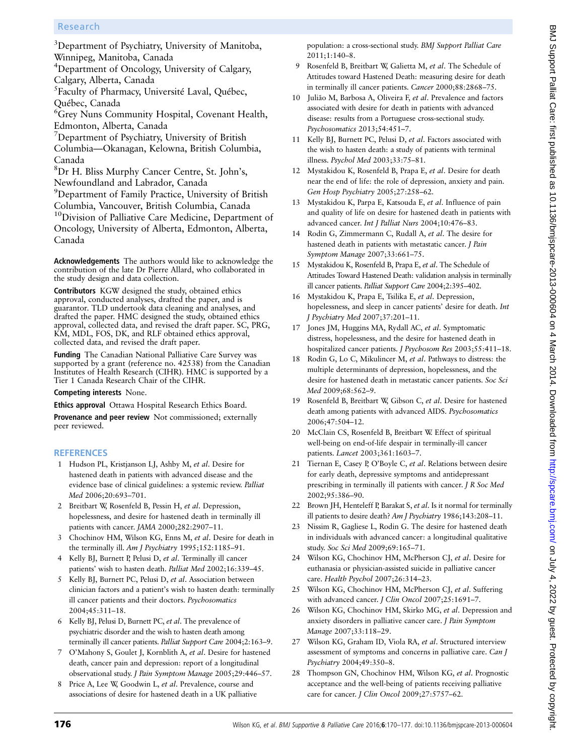[3]Department of Psychiatry, University of Manitoba, Winnipeg, Manitoba, Canada
[4]Department of Oncology, University of Calgary, Calgary, Alberta, Canada
[5]Faculty of Pharmacy, Université Laval, Québec, Québec, Canada
[6]Grey Nuns Community Hospital, Covenant Health, Edmonton, Alberta, Canada
[7]Department of Psychiatry, University of British Columbia—Okanagan, Kelowna, British Columbia, Canada
[8]Dr H. Bliss Murphy Cancer Centre, St. John's, Newfoundland and Labrador, Canada
[9]Department of Family Practice, University of British Columbia, Vancouver, British Columbia, Canada
[10]Division of Palliative Care Medicine, Department of Oncology, University of Alberta, Edmonton, Alberta, Canada

**Acknowledgements** The authors would like to acknowledge the contribution of the late Dr Pierre Allard, who collaborated in the study design and data collection.

**Contributors** KGW designed the study, obtained ethics approval, conducted analyses, drafted the paper, and is guarantor. TLD undertook data cleaning and analyses, and drafted the paper. HMC designed the study, obtained ethics approval, collected data, and revised the draft paper. SC, PRG, KM, MDL, FOS, DK, and RLF obtained ethics approval, collected data, and revised the draft paper.

**Funding** The Canadian National Palliative Care Survey was supported by a grant (reference no. 42538) from the Canadian Institutes of Health Research (CIHR). HMC is supported by a Tier 1 Canada Research Chair of the CIHR.

**Competing interests** None.

**Ethics approval** Ottawa Hospital Research Ethics Board.

**Provenance and peer review** Not commissioned; externally peer reviewed.

## REFERENCES

1. Hudson PL, Kristjanson LJ, Ashby M, *et al*. Desire for hastened death in patients with advanced disease and the evidence base of clinical guidelines: a systemic review. *Palliat Med* 2006;20:693–701.
2. Breitbart W, Rosenfeld B, Pessin H, *et al*. Depression, hopelessness, and desire for hastened death in terminally ill patients with cancer. *JAMA* 2000;282:2907–11.
3. Chochinov HM, Wilson KG, Enns M, *et al*. Desire for death in the terminally ill. *Am J Psychiatry* 1995;152:1185–91.
4. Kelly BJ, Burnett P, Pelusi D, *et al*. Terminally ill cancer patients' wish to hasten death. *Palliat Med* 2002;16:339–45.
5. Kelly BJ, Burnett PC, Pelusi D, *et al*. Association between clinician factors and a patient's wish to hasten death: terminally ill cancer patients and their doctors. *Psychosomatics* 2004;45:311–18.
6. Kelly BJ, Pelusi D, Burnett PC, *et al*. The prevalence of psychiatric disorder and the wish to hasten death among terminally ill cancer patients. *Palliat Support Care* 2004;2:163–9.
7. O'Mahony S, Goulet J, Kornblith A, *et al*. Desire for hastened death, cancer pain and depression: report of a longitudinal observational study. *J Pain Symptom Manage* 2005;29:446–57.
8. Price A, Lee W, Goodwin L, *et al*. Prevalence, course and associations of desire for hastened death in a UK palliative population: a cross-sectional study. *BMJ Support Palliat Care* 2011;1:140–8.
9. Rosenfeld B, Breitbart W, Galietta M, *et al*. The Schedule of Attitudes toward Hastened Death: measuring desire for death in terminally ill cancer patients. *Cancer* 2000;88:2868–75.
10. Julião M, Barbosa A, Oliveira F, *et al*. Prevalence and factors associated with desire for death in patients with advanced disease: results from a Portuguese cross-sectional study. *Psychosomatics* 2013;54:451–7.
11. Kelly BJ, Burnett PC, Pelusi D, *et al*. Factors associated with the wish to hasten death: a study of patients with terminal illness. *Psychol Med* 2003;33:75–81.
12. Mystakidou K, Rosenfeld B, Parpa E, *et al*. Desire for death near the end of life: the role of depression, anxiety and pain. *Gen Hosp Psychiatry* 2005;27:258–62.
13. Mystakidou K, Parpa E, Katsouda E, *et al*. Influence of pain and quality of life on desire for hastened death in patients with advanced cancer. *Int J Palliat Nurs* 2004;10:476–83.
14. Rodin G, Zimmermann C, Rudall A, *et al*. The desire for hastened death in patients with metastatic cancer. *J Pain Symptom Manage* 2007;33:661–75.
15. Mystakidou K, Rosenfeld B, Parpa E, *et al*. The Schedule of Attitudes Toward Hastened Death: validation analysis in terminally ill cancer patients. *Palliat Support Care* 2004;2:395–402.
16. Mystakidou K, Parpa E, Tsilika E, *et al*. Depression, hopelessness, and sleep in cancer patients' desire for death. *Int J Psychiatry Med* 2007;37:201–11.
17. Jones JM, Huggins MA, Rydall AC, *et al*. Symptomatic distress, hopelessness, and the desire for hastened death in hospitalized cancer patients. *J Psychosom Res* 2003;55:411–18.
18. Rodin G, Lo C, Mikulincer M, *et al*. Pathways to distress: the multiple determinants of depression, hopelessness, and the desire for hastened death in metastatic cancer patients. *Soc Sci Med* 2009;68:562–9.
19. Rosenfeld B, Breitbart W, Gibson C, *et al*. Desire for hastened death among patients with advanced AIDS. *Psychosomatics* 2006;47:504–12.
20. McClain CS, Rosenfeld B, Breitbart W. Effect of spiritual well-being on end-of-life despair in terminally-ill cancer patients. *Lancet* 2003;361:1603–7.
21. Tiernan E, Casey P, O'Boyle C, *et al*. Relations between desire for early death, depressive symptoms and antidepressant prescribing in terminally ill patients with cancer. *J R Soc Med* 2002;95:386–90.
22. Brown JH, Henteleff P, Barakat S, *et al*. Is it normal for terminally ill patients to desire death? *Am J Psychiatry* 1986;143:208–11.
23. Nissim R, Gagliese L, Rodin G. The desire for hastened death in individuals with advanced cancer: a longitudinal qualitative study. *Soc Sci Med* 2009;69:165–71.
24. Wilson KG, Chochinov HM, McPherson CJ, *et al*. Desire for euthanasia or physician-assisted suicide in palliative cancer care. *Health Psychol* 2007;26:314–23.
25. Wilson KG, Chochinov HM, McPherson CJ, *et al*. Suffering with advanced cancer. *J Clin Oncol* 2007;25:1691–7.
26. Wilson KG, Chochinov HM, Skirko MG, *et al*. Depression and anxiety disorders in palliative cancer care. *J Pain Symptom Manage* 2007;33:118–29.
27. Wilson KG, Graham ID, Viola RA, *et al*. Structured interview assessment of symptoms and concerns in palliative care. *Can J Psychiatry* 2004;49:350–8.
28. Thompson GN, Chochinov HM, Wilson KG, *et al*. Prognostic acceptance and the well-being of patients receiving palliative care for cancer. *J Clin Oncol* 2009;27:5757–62.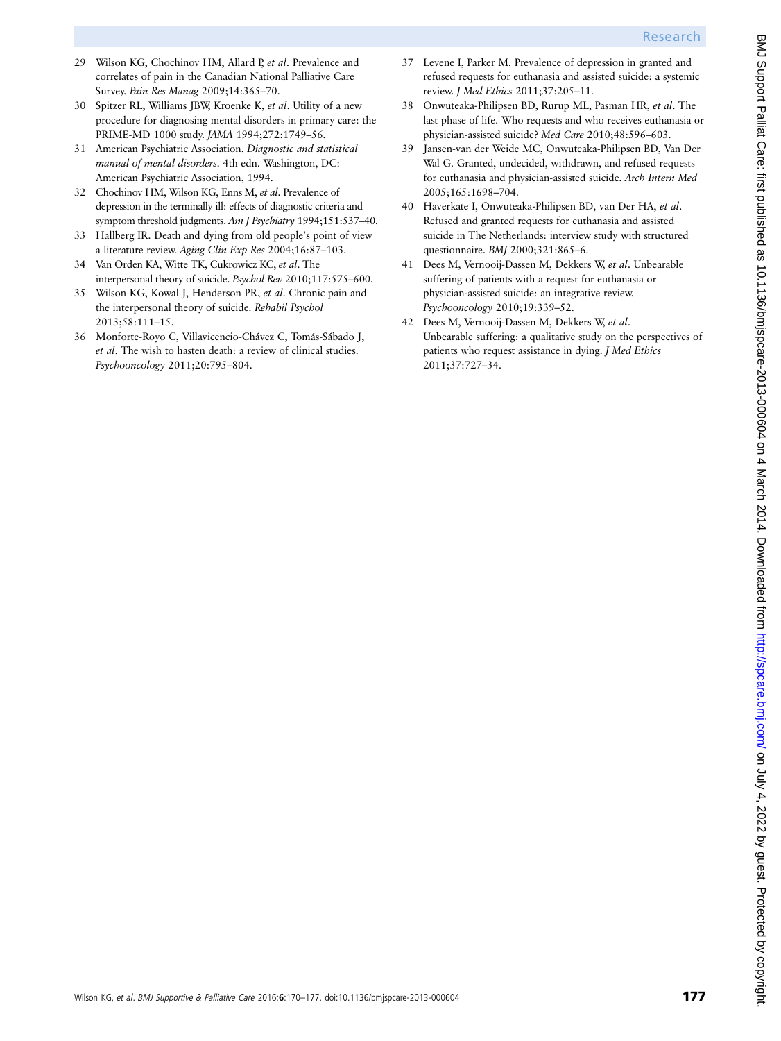29 Wilson KG, Chochinov HM, Allard P, *et al*. Prevalence and correlates of pain in the Canadian National Palliative Care Survey. *Pain Res Manag* 2009;14:365–70.

30 Spitzer RL, Williams JBW, Kroenke K, *et al*. Utility of a new procedure for diagnosing mental disorders in primary care: the PRIME-MD 1000 study. *JAMA* 1994;272:1749–56.

31 American Psychiatric Association. *Diagnostic and statistical manual of mental disorders*. 4th edn. Washington, DC: American Psychiatric Association, 1994.

32 Chochinov HM, Wilson KG, Enns M, *et al*. Prevalence of depression in the terminally ill: effects of diagnostic criteria and symptom threshold judgments. *Am J Psychiatry* 1994;151:537–40.

33 Hallberg IR. Death and dying from old people's point of view a literature review. *Aging Clin Exp Res* 2004;16:87–103.

34 Van Orden KA, Witte TK, Cukrowicz KC, *et al*. The interpersonal theory of suicide. *Psychol Rev* 2010;117:575–600.

35 Wilson KG, Kowal J, Henderson PR, *et al*. Chronic pain and the interpersonal theory of suicide. *Rehabil Psychol* 2013;58:111–15.

36 Monforte-Royo C, Villavicencio-Chávez C, Tomás-Sábado J, *et al*. The wish to hasten death: a review of clinical studies. *Psychooncology* 2011;20:795–804.

37 Levene I, Parker M. Prevalence of depression in granted and refused requests for euthanasia and assisted suicide: a systemic review. *J Med Ethics* 2011;37:205–11.

38 Onwuteaka-Philipsen BD, Rurup ML, Pasman HR, *et al*. The last phase of life. Who requests and who receives euthanasia or physician-assisted suicide? *Med Care* 2010;48:596–603.

39 Jansen-van der Weide MC, Onwuteaka-Philipsen BD, Van Der Wal G. Granted, undecided, withdrawn, and refused requests for euthanasia and physician-assisted suicide. *Arch Intern Med* 2005;165:1698–704.

40 Haverkate I, Onwuteaka-Philipsen BD, van Der HA, *et al*. Refused and granted requests for euthanasia and assisted suicide in The Netherlands: interview study with structured questionnaire. *BMJ* 2000;321:865–6.

41 Dees M, Vernooij-Dassen M, Dekkers W, *et al*. Unbearable suffering of patients with a request for euthanasia or physician-assisted suicide: an integrative review. *Psychooncology* 2010;19:339–52.

42 Dees M, Vernooij-Dassen M, Dekkers W, *et al*. Unbearable suffering: a qualitative study on the perspectives of patients who request assistance in dying. *J Med Ethics* 2011;37:727–34.